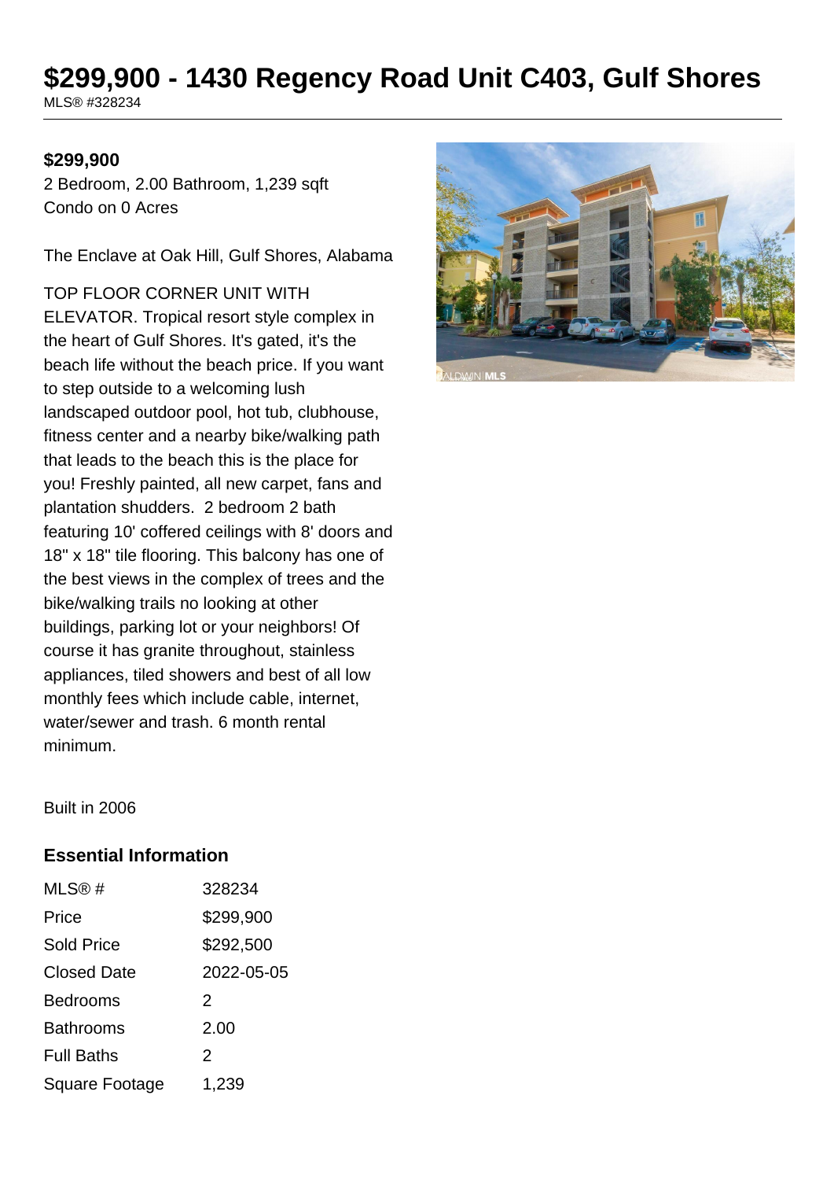# $299,900 - 1430 Regency Road Unit C403, Gulf Shores

MLS® #328234

**$299,900**

2 Bedroom, 2.00 Bathroom, 1,239 sqft
Condo on 0 Acres

The Enclave at Oak Hill, Gulf Shores, Alabama

TOP FLOOR CORNER UNIT WITH ELEVATOR. Tropical resort style complex in the heart of Gulf Shores. It's gated, it's the beach life without the beach price. If you want to step outside to a welcoming lush landscaped outdoor pool, hot tub, clubhouse, fitness center and a nearby bike/walking path that leads to the beach this is the place for you! Freshly painted, all new carpet, fans and plantation shudders. 2 bedroom 2 bath featuring 10' coffered ceilings with 8' doors and 18" x 18" tile flooring. This balcony has one of the best views in the complex of trees and the bike/walking trails no looking at other buildings, parking lot or your neighbors! Of course it has granite throughout, stainless appliances, tiled showers and best of all low monthly fees which include cable, internet, water/sewer and trash. 6 month rental minimum.

Built in 2006

## Essential Information

| | |
|---|---|
| MLS® # | 328234 |
| Price | $299,900 |
| Sold Price | $292,500 |
| Closed Date | 2022-05-05 |
| Bedrooms | 2 |
| Bathrooms | 2.00 |
| Full Baths | 2 |
| Square Footage | 1,239 |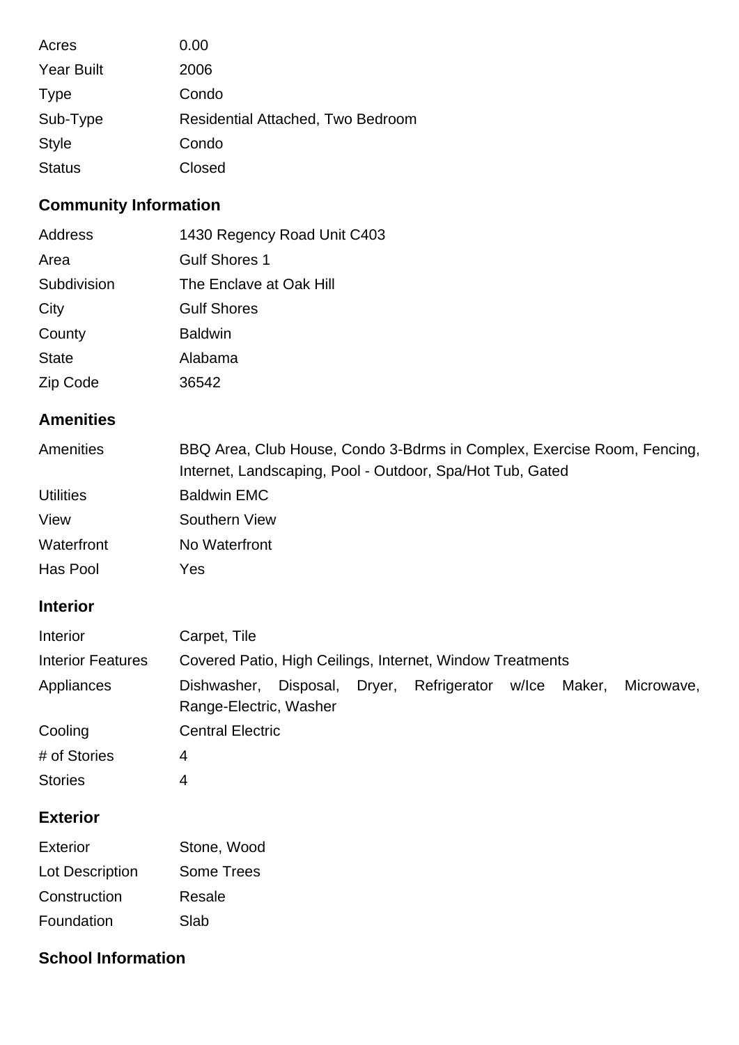| | |
|---|---|
| Acres | 0.00 |
| Year Built | 2006 |
| Type | Condo |
| Sub-Type | Residential Attached, Two Bedroom |
| Style | Condo |
| Status | Closed |

## Community Information

| | |
|---|---|
| Address | 1430 Regency Road Unit C403 |
| Area | Gulf Shores 1 |
| Subdivision | The Enclave at Oak Hill |
| City | Gulf Shores |
| County | Baldwin |
| State | Alabama |
| Zip Code | 36542 |

## Amenities

| | |
|---|---|
| Amenities | BBQ Area, Club House, Condo 3-Bdrms in Complex, Exercise Room, Fencing, Internet, Landscaping, Pool - Outdoor, Spa/Hot Tub, Gated |
| Utilities | Baldwin EMC |
| View | Southern View |
| Waterfront | No Waterfront |
| Has Pool | Yes |

## Interior

| | |
|---|---|
| Interior | Carpet, Tile |
| Interior Features | Covered Patio, High Ceilings, Internet, Window Treatments |
| Appliances | Dishwasher, Disposal, Dryer, Refrigerator w/Ice Maker, Microwave, Range-Electric, Washer |
| Cooling | Central Electric |
| # of Stories | 4 |
| Stories | 4 |

## Exterior

| | |
|---|---|
| Exterior | Stone, Wood |
| Lot Description | Some Trees |
| Construction | Resale |
| Foundation | Slab |

## School Information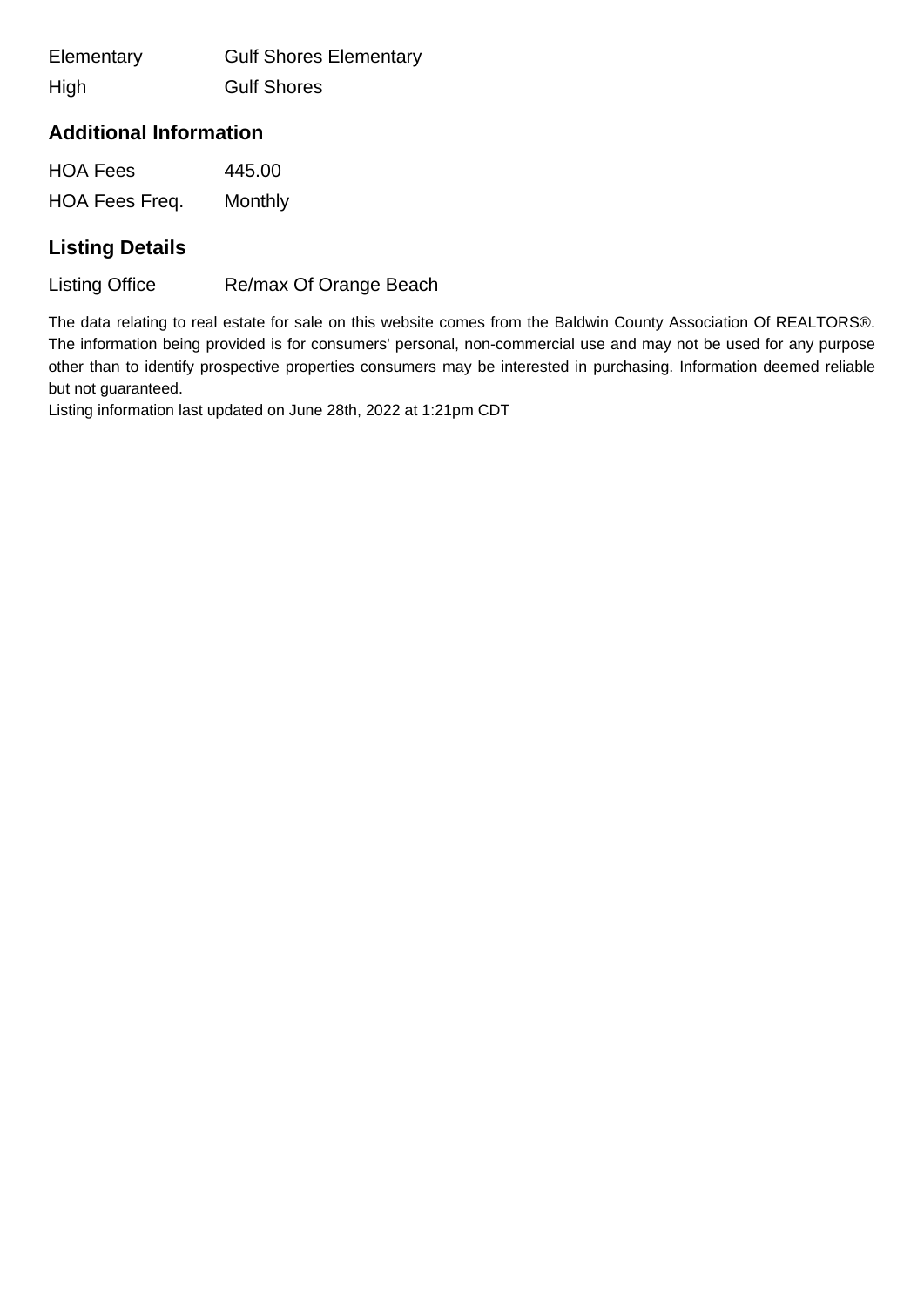| | |
|---|---|
| Elementary | Gulf Shores Elementary |
| High | Gulf Shores |

## Additional Information

| | |
|---|---|
| HOA Fees | 445.00 |
| HOA Fees Freq. | Monthly |

## Listing Details

| | |
|---|---|
| Listing Office | Re/max Of Orange Beach |

The data relating to real estate for sale on this website comes from the Baldwin County Association Of REALTORS®. The information being provided is for consumers' personal, non-commercial use and may not be used for any purpose other than to identify prospective properties consumers may be interested in purchasing. Information deemed reliable but not guaranteed.

Listing information last updated on June 28th, 2022 at 1:21pm CDT